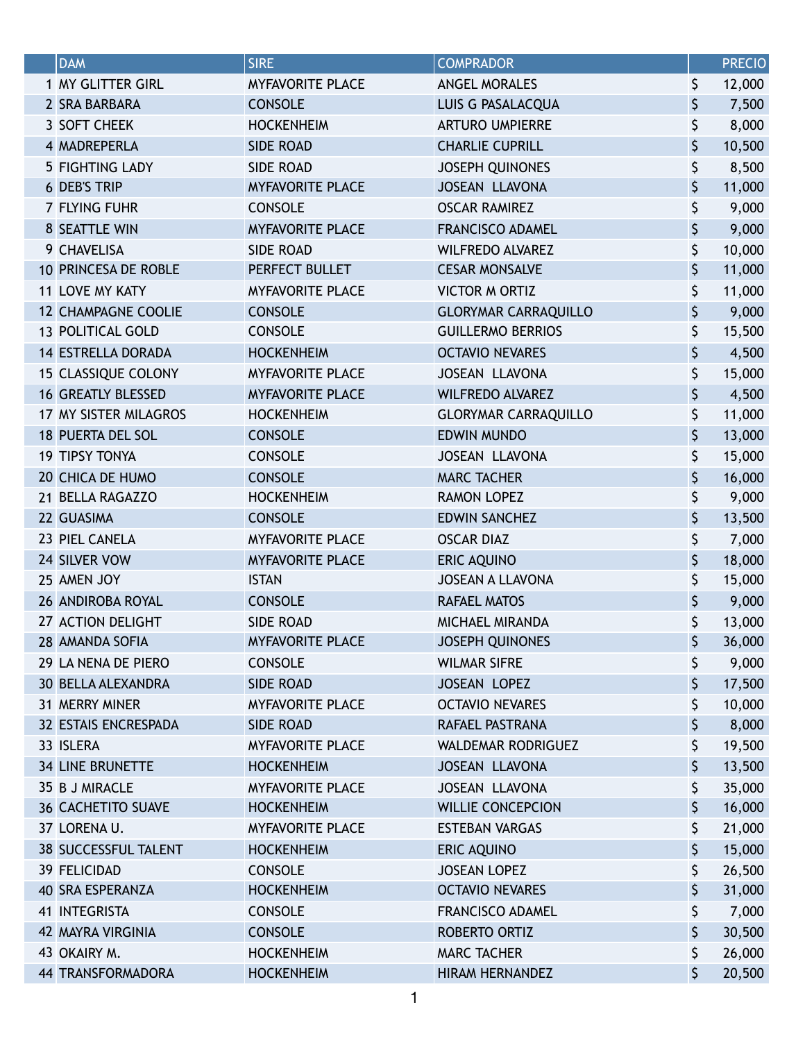| | DAM | SIRE | COMPRADOR | | PRECIO |
|---|---|---|---|---|---|
| 1 | MY GLITTER GIRL | MYFAVORITE PLACE | ANGEL MORALES | $ | 12,000 |
| 2 | SRA BARBARA | CONSOLE | LUIS G PASALACQUA | $ | 7,500 |
| 3 | SOFT CHEEK | HOCKENHEIM | ARTURO UMPIERRE | $ | 8,000 |
| 4 | MADREPERLA | SIDE ROAD | CHARLIE CUPRILL | $ | 10,500 |
| 5 | FIGHTING LADY | SIDE ROAD | JOSEPH QUINONES | $ | 8,500 |
| 6 | DEB'S TRIP | MYFAVORITE PLACE | JOSEAN LLAVONA | $ | 11,000 |
| 7 | FLYING FUHR | CONSOLE | OSCAR RAMIREZ | $ | 9,000 |
| 8 | SEATTLE WIN | MYFAVORITE PLACE | FRANCISCO ADAMEL | $ | 9,000 |
| 9 | CHAVELISA | SIDE ROAD | WILFREDO ALVAREZ | $ | 10,000 |
| 10 | PRINCESA DE ROBLE | PERFECT BULLET | CESAR MONSALVE | $ | 11,000 |
| 11 | LOVE MY KATY | MYFAVORITE PLACE | VICTOR M ORTIZ | $ | 11,000 |
| 12 | CHAMPAGNE COOLIE | CONSOLE | GLORYMAR CARRAQUILLO | $ | 9,000 |
| 13 | POLITICAL GOLD | CONSOLE | GUILLERMO BERRIOS | $ | 15,500 |
| 14 | ESTRELLA DORADA | HOCKENHEIM | OCTAVIO NEVARES | $ | 4,500 |
| 15 | CLASSIQUE COLONY | MYFAVORITE PLACE | JOSEAN LLAVONA | $ | 15,000 |
| 16 | GREATLY BLESSED | MYFAVORITE PLACE | WILFREDO ALVAREZ | $ | 4,500 |
| 17 | MY SISTER MILAGROS | HOCKENHEIM | GLORYMAR CARRAQUILLO | $ | 11,000 |
| 18 | PUERTA DEL SOL | CONSOLE | EDWIN MUNDO | $ | 13,000 |
| 19 | TIPSY TONYA | CONSOLE | JOSEAN LLAVONA | $ | 15,000 |
| 20 | CHICA DE HUMO | CONSOLE | MARC TACHER | $ | 16,000 |
| 21 | BELLA RAGAZZO | HOCKENHEIM | RAMON LOPEZ | $ | 9,000 |
| 22 | GUASIMA | CONSOLE | EDWIN SANCHEZ | $ | 13,500 |
| 23 | PIEL CANELA | MYFAVORITE PLACE | OSCAR DIAZ | $ | 7,000 |
| 24 | SILVER VOW | MYFAVORITE PLACE | ERIC AQUINO | $ | 18,000 |
| 25 | AMEN JOY | ISTAN | JOSEAN A LLAVONA | $ | 15,000 |
| 26 | ANDIROBA ROYAL | CONSOLE | RAFAEL MATOS | $ | 9,000 |
| 27 | ACTION DELIGHT | SIDE ROAD | MICHAEL MIRANDA | $ | 13,000 |
| 28 | AMANDA SOFIA | MYFAVORITE PLACE | JOSEPH QUINONES | $ | 36,000 |
| 29 | LA NENA DE PIERO | CONSOLE | WILMAR SIFRE | $ | 9,000 |
| 30 | BELLA ALEXANDRA | SIDE ROAD | JOSEAN LOPEZ | $ | 17,500 |
| 31 | MERRY MINER | MYFAVORITE PLACE | OCTAVIO NEVARES | $ | 10,000 |
| 32 | ESTAIS ENCRESPADA | SIDE ROAD | RAFAEL PASTRANA | $ | 8,000 |
| 33 | ISLERA | MYFAVORITE PLACE | WALDEMAR RODRIGUEZ | $ | 19,500 |
| 34 | LINE BRUNETTE | HOCKENHEIM | JOSEAN LLAVONA | $ | 13,500 |
| 35 | B J MIRACLE | MYFAVORITE PLACE | JOSEAN LLAVONA | $ | 35,000 |
| 36 | CACHETITO SUAVE | HOCKENHEIM | WILLIE CONCEPCION | $ | 16,000 |
| 37 | LORENA U. | MYFAVORITE PLACE | ESTEBAN VARGAS | $ | 21,000 |
| 38 | SUCCESSFUL TALENT | HOCKENHEIM | ERIC AQUINO | $ | 15,000 |
| 39 | FELICIDAD | CONSOLE | JOSEAN LOPEZ | $ | 26,500 |
| 40 | SRA ESPERANZA | HOCKENHEIM | OCTAVIO NEVARES | $ | 31,000 |
| 41 | INTEGRISTA | CONSOLE | FRANCISCO ADAMEL | $ | 7,000 |
| 42 | MAYRA VIRGINIA | CONSOLE | ROBERTO ORTIZ | $ | 30,500 |
| 43 | OKAIRY M. | HOCKENHEIM | MARC TACHER | $ | 26,000 |
| 44 | TRANSFORMADORA | HOCKENHEIM | HIRAM HERNANDEZ | $ | 20,500 |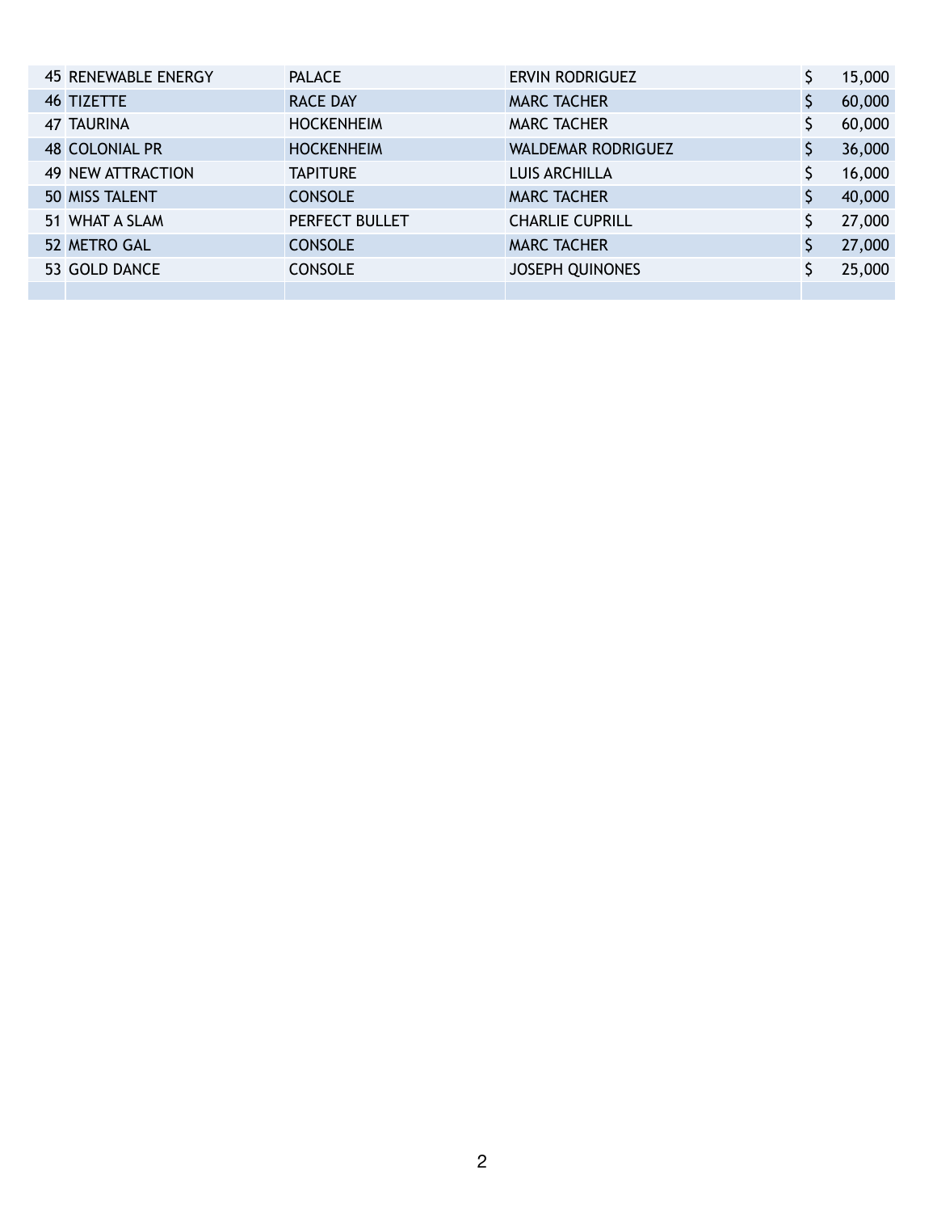| | | | | |
|---|---|---|---|---|
| 45 | RENEWABLE ENERGY | PALACE | ERVIN RODRIGUEZ | $ 15,000 |
| 46 | TIZETTE | RACE DAY | MARC TACHER | $ 60,000 |
| 47 | TAURINA | HOCKENHEIM | MARC TACHER | $ 60,000 |
| 48 | COLONIAL PR | HOCKENHEIM | WALDEMAR RODRIGUEZ | $ 36,000 |
| 49 | NEW ATTRACTION | TAPITURE | LUIS ARCHILLA | $ 16,000 |
| 50 | MISS TALENT | CONSOLE | MARC TACHER | $ 40,000 |
| 51 | WHAT A SLAM | PERFECT BULLET | CHARLIE CUPRILL | $ 27,000 |
| 52 | METRO GAL | CONSOLE | MARC TACHER | $ 27,000 |
| 53 | GOLD DANCE | CONSOLE | JOSEPH QUINONES | $ 25,000 |
| | | | | |